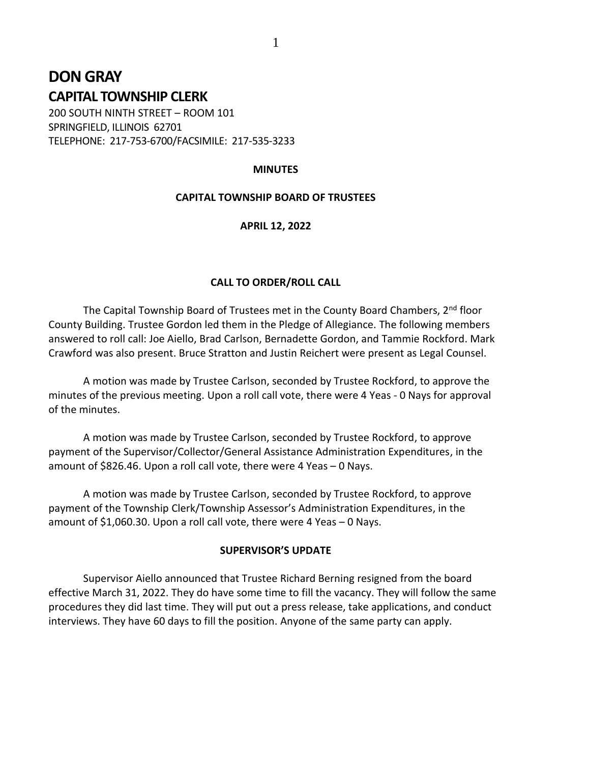# DON GRAY
## CAPITAL TOWNSHIP CLERK

200 SOUTH NINTH STREET – ROOM 101
SPRINGFIELD, ILLINOIS 62701
TELEPHONE: 217-753-6700/FACSIMILE: 217-535-3233

**MINUTES**

**CAPITAL TOWNSHIP BOARD OF TRUSTEES**

**APRIL 12, 2022**

**CALL TO ORDER/ROLL CALL**

The Capital Township Board of Trustees met in the County Board Chambers, 2nd floor County Building. Trustee Gordon led them in the Pledge of Allegiance. The following members answered to roll call: Joe Aiello, Brad Carlson, Bernadette Gordon, and Tammie Rockford. Mark Crawford was also present. Bruce Stratton and Justin Reichert were present as Legal Counsel.

A motion was made by Trustee Carlson, seconded by Trustee Rockford, to approve the minutes of the previous meeting. Upon a roll call vote, there were 4 Yeas - 0 Nays for approval of the minutes.

A motion was made by Trustee Carlson, seconded by Trustee Rockford, to approve payment of the Supervisor/Collector/General Assistance Administration Expenditures, in the amount of $826.46. Upon a roll call vote, there were 4 Yeas – 0 Nays.

A motion was made by Trustee Carlson, seconded by Trustee Rockford, to approve payment of the Township Clerk/Township Assessor's Administration Expenditures, in the amount of $1,060.30. Upon a roll call vote, there were 4 Yeas – 0 Nays.

**SUPERVISOR'S UPDATE**

Supervisor Aiello announced that Trustee Richard Berning resigned from the board effective March 31, 2022. They do have some time to fill the vacancy. They will follow the same procedures they did last time. They will put out a press release, take applications, and conduct interviews. They have 60 days to fill the position. Anyone of the same party can apply.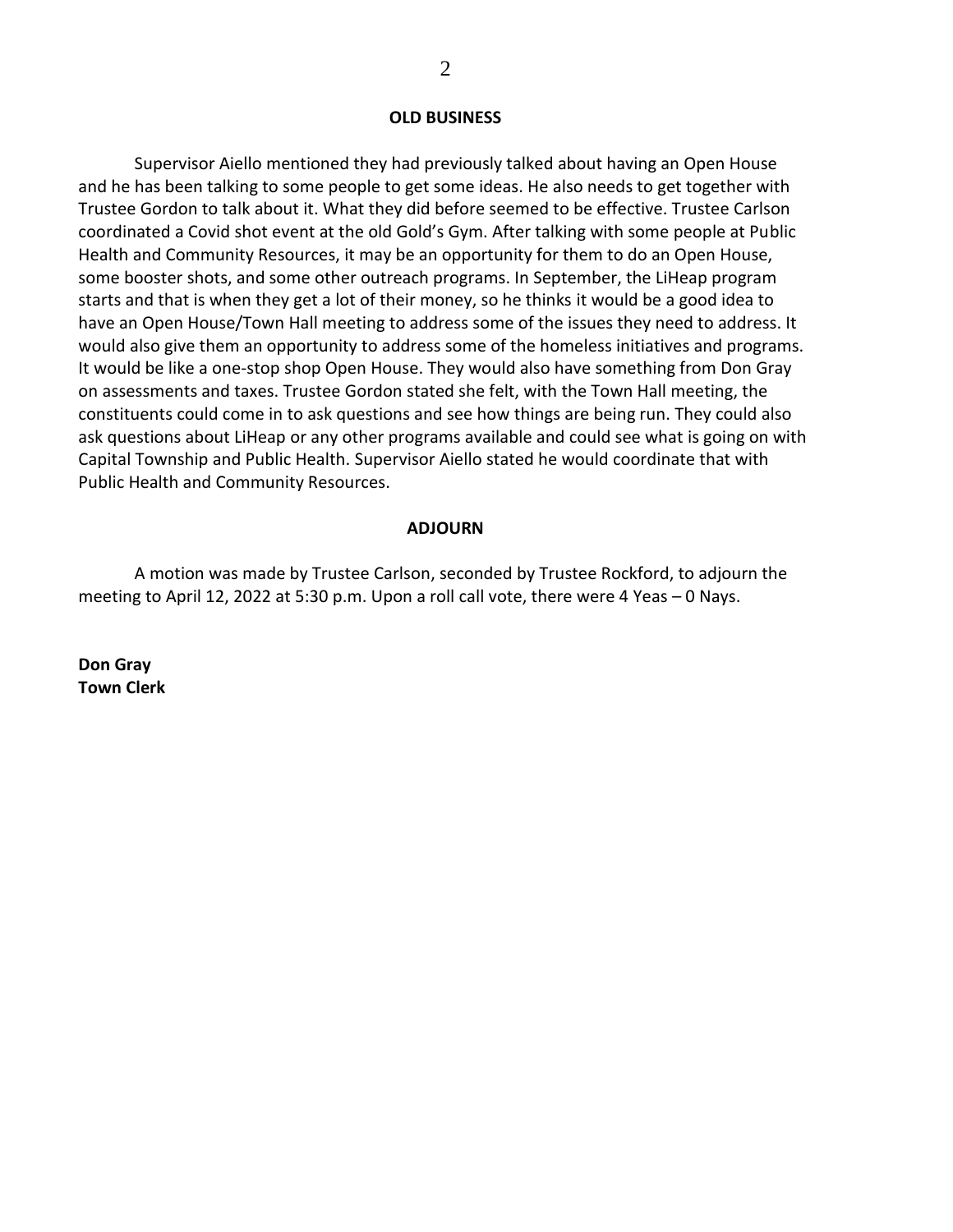## OLD BUSINESS

Supervisor Aiello mentioned they had previously talked about having an Open House and he has been talking to some people to get some ideas. He also needs to get together with Trustee Gordon to talk about it. What they did before seemed to be effective. Trustee Carlson coordinated a Covid shot event at the old Gold's Gym. After talking with some people at Public Health and Community Resources, it may be an opportunity for them to do an Open House, some booster shots, and some other outreach programs. In September, the LiHeap program starts and that is when they get a lot of their money, so he thinks it would be a good idea to have an Open House/Town Hall meeting to address some of the issues they need to address. It would also give them an opportunity to address some of the homeless initiatives and programs. It would be like a one-stop shop Open House. They would also have something from Don Gray on assessments and taxes. Trustee Gordon stated she felt, with the Town Hall meeting, the constituents could come in to ask questions and see how things are being run. They could also ask questions about LiHeap or any other programs available and could see what is going on with Capital Township and Public Health. Supervisor Aiello stated he would coordinate that with Public Health and Community Resources.

## ADJOURN

A motion was made by Trustee Carlson, seconded by Trustee Rockford, to adjourn the meeting to April 12, 2022 at 5:30 p.m. Upon a roll call vote, there were 4 Yeas – 0 Nays.

**Don Gray**
**Town Clerk**